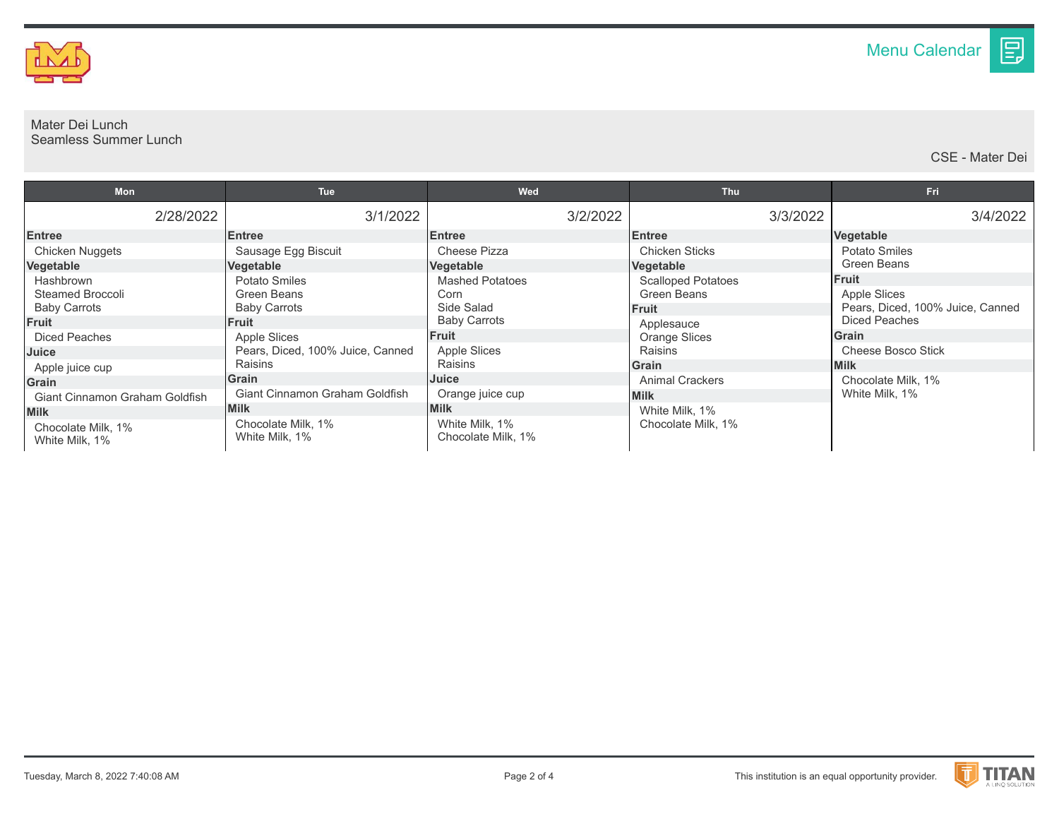Menu Calendar

Mater Dei Lunch
Seamless Summer Lunch

CSE - Mater Dei

| Mon | Tue | Wed | Thu | Fri |
|---|---|---|---|---|
| 2/28/2022 | 3/1/2022 | 3/2/2022 | 3/3/2022 | 3/4/2022 |
| **Entree**<br>Chicken Nuggets<br>**Vegetable**<br>Hashbrown<br>Steamed Broccoli<br>Baby Carrots<br>**Fruit**<br>Diced Peaches<br>**Juice**<br>Apple juice cup<br>**Grain**<br>Giant Cinnamon Graham Goldfish<br>**Milk**<br>Chocolate Milk, 1%<br>White Milk, 1% | **Entree**<br>Sausage Egg Biscuit<br>**Vegetable**<br>Potato Smiles<br>Green Beans<br>Baby Carrots<br>**Fruit**<br>Apple Slices<br>Pears, Diced, 100% Juice, Canned<br>Raisins<br>**Grain**<br>Giant Cinnamon Graham Goldfish<br>**Milk**<br>Chocolate Milk, 1%<br>White Milk, 1% | **Entree**<br>Cheese Pizza<br>**Vegetable**<br>Mashed Potatoes<br>Corn<br>Side Salad<br>Baby Carrots<br>**Fruit**<br>Apple Slices<br>Raisins<br>**Juice**<br>Orange juice cup<br>**Milk**<br>White Milk, 1%<br>Chocolate Milk, 1% | **Entree**<br>Chicken Sticks<br>**Vegetable**<br>Scalloped Potatoes<br>Green Beans<br>**Fruit**<br>Applesauce<br>Orange Slices<br>Raisins<br>**Grain**<br>Animal Crackers<br>**Milk**<br>White Milk, 1%<br>Chocolate Milk, 1% | **Vegetable**<br>Potato Smiles<br>Green Beans<br>**Fruit**<br>Apple Slices<br>Pears, Diced, 100% Juice, Canned<br>Diced Peaches<br>**Grain**<br>Cheese Bosco Stick<br>**Milk**<br>Chocolate Milk, 1%<br>White Milk, 1% |

Tuesday, March 8, 2022 7:40:08 AM

This institution is an equal opportunity provider.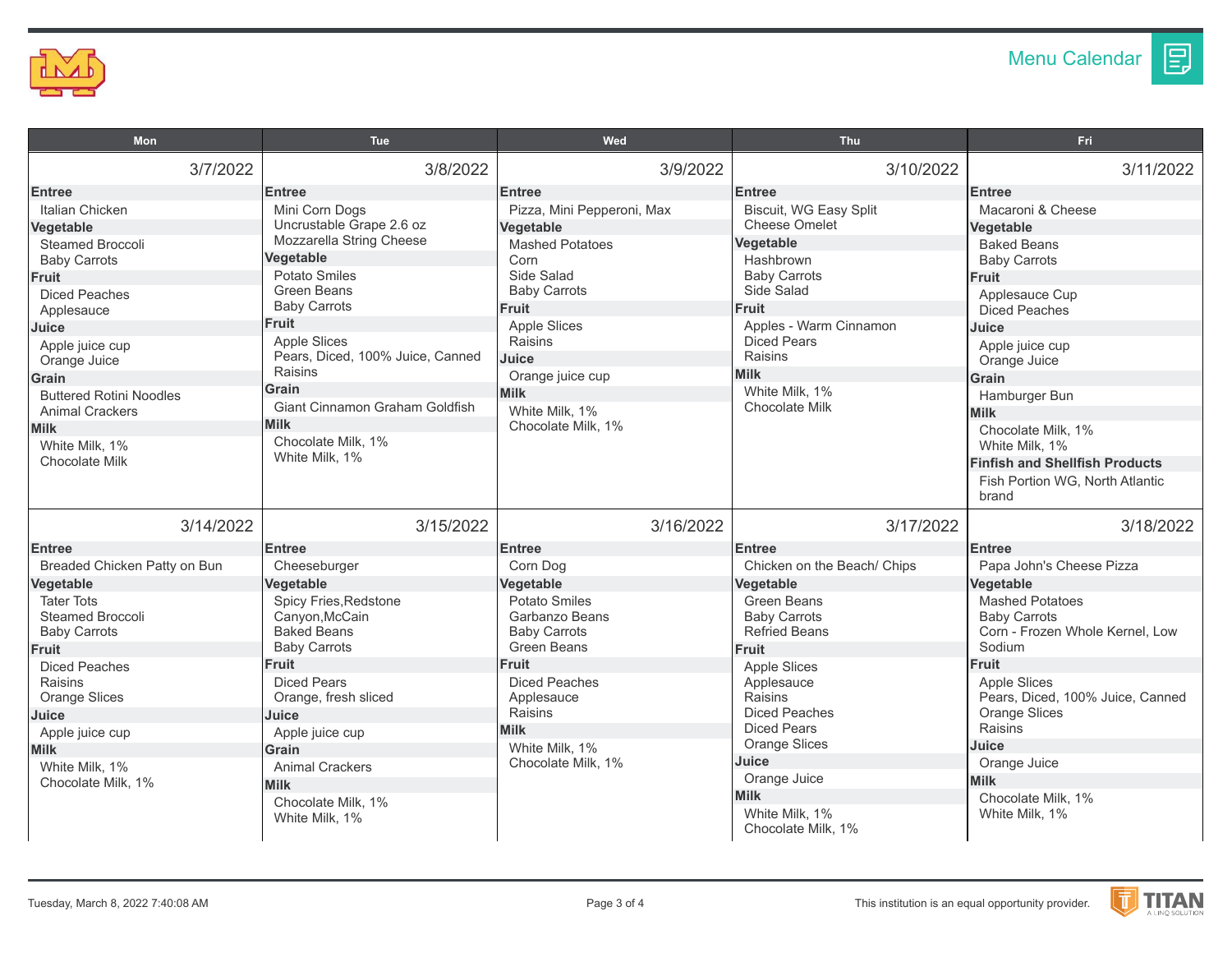# Menu Calendar

| Mon | Tue | Wed | Thu | Fri |
|---|---|---|---|---|
| **3/7/2022** | **3/8/2022** | **3/9/2022** | **3/10/2022** | **3/11/2022** |
| **Entree**<br>Italian Chicken<br>**Vegetable**<br>Steamed Broccoli<br>Baby Carrots<br>**Fruit**<br>Diced Peaches<br>Applesauce<br>**Juice**<br>Apple juice cup<br>Orange Juice<br>**Grain**<br>Buttered Rotini Noodles<br>Animal Crackers<br>**Milk**<br>White Milk, 1%<br>Chocolate Milk | **Entree**<br>Mini Corn Dogs<br>Uncrustable Grape 2.6 oz<br>Mozzarella String Cheese<br>**Vegetable**<br>Potato Smiles<br>Green Beans<br>Baby Carrots<br>**Fruit**<br>Apple Slices<br>Pears, Diced, 100% Juice, Canned<br>Raisins<br>**Grain**<br>Giant Cinnamon Graham Goldfish<br>**Milk**<br>Chocolate Milk, 1%<br>White Milk, 1% | **Entree**<br>Pizza, Mini Pepperoni, Max<br>**Vegetable**<br>Mashed Potatoes<br>Corn<br>Side Salad<br>Baby Carrots<br>**Fruit**<br>Apple Slices<br>Raisins<br>**Juice**<br>Orange juice cup<br>**Milk**<br>White Milk, 1%<br>Chocolate Milk, 1% | **Entree**<br>Biscuit, WG Easy Split<br>Cheese Omelet<br>**Vegetable**<br>Hashbrown<br>Baby Carrots<br>Side Salad<br>**Fruit**<br>Apples - Warm Cinnamon<br>Diced Pears<br>Raisins<br>**Milk**<br>White Milk, 1%<br>Chocolate Milk | **Entree**<br>Macaroni & Cheese<br>**Vegetable**<br>Baked Beans<br>Baby Carrots<br>**Fruit**<br>Applesauce Cup<br>Diced Peaches<br>**Juice**<br>Apple juice cup<br>Orange Juice<br>**Grain**<br>Hamburger Bun<br>**Milk**<br>Chocolate Milk, 1%<br>White Milk, 1%<br>**Finfish and Shellfish Products**<br>Fish Portion WG, North Atlantic brand |
| **3/14/2022** | **3/15/2022** | **3/16/2022** | **3/17/2022** | **3/18/2022** |
| **Entree**<br>Breaded Chicken Patty on Bun<br>**Vegetable**<br>Tater Tots<br>Steamed Broccoli<br>Baby Carrots<br>**Fruit**<br>Diced Peaches<br>Raisins<br>Orange Slices<br>**Juice**<br>Apple juice cup<br>**Milk**<br>White Milk, 1%<br>Chocolate Milk, 1% | **Entree**<br>Cheeseburger<br>**Vegetable**<br>Spicy Fries,Redstone Canyon,McCain<br>Baked Beans<br>Baby Carrots<br>**Fruit**<br>Diced Pears<br>Orange, fresh sliced<br>**Juice**<br>Apple juice cup<br>**Grain**<br>Animal Crackers<br>**Milk**<br>Chocolate Milk, 1%<br>White Milk, 1% | **Entree**<br>Corn Dog<br>**Vegetable**<br>Potato Smiles<br>Garbanzo Beans<br>Baby Carrots<br>Green Beans<br>**Fruit**<br>Diced Peaches<br>Applesauce<br>Raisins<br>**Milk**<br>White Milk, 1%<br>Chocolate Milk, 1% | **Entree**<br>Chicken on the Beach/ Chips<br>**Vegetable**<br>Green Beans<br>Baby Carrots<br>Refried Beans<br>**Fruit**<br>Apple Slices<br>Applesauce<br>Raisins<br>Diced Peaches<br>Diced Pears<br>Orange Slices<br>**Juice**<br>Orange Juice<br>**Milk**<br>White Milk, 1%<br>Chocolate Milk, 1% | **Entree**<br>Papa John's Cheese Pizza<br>**Vegetable**<br>Mashed Potatoes<br>Baby Carrots<br>Corn - Frozen Whole Kernel, Low Sodium<br>**Fruit**<br>Apple Slices<br>Pears, Diced, 100% Juice, Canned<br>Orange Slices<br>Raisins<br>**Juice**<br>Orange Juice<br>**Milk**<br>Chocolate Milk, 1%<br>White Milk, 1% |

Tuesday, March 8, 2022 7:40:08 AM

This institution is an equal opportunity provider.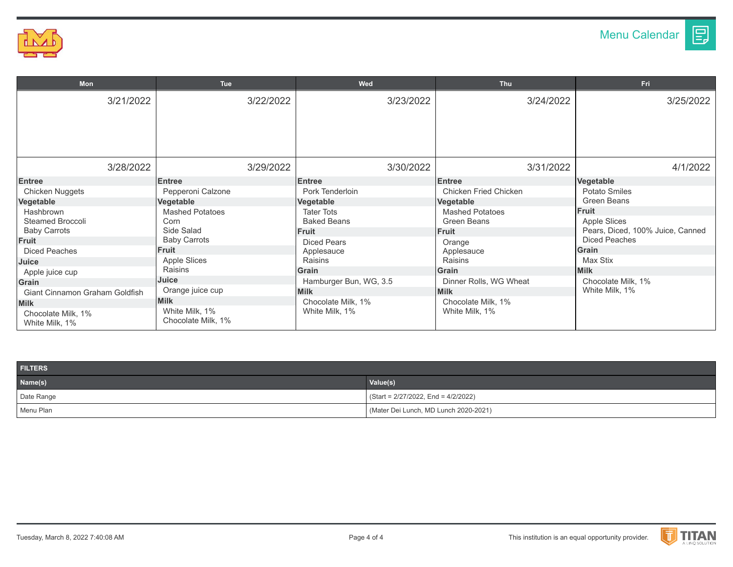Menu Calendar

| Mon | Tue | Wed | Thu | Fri |
|---|---|---|---|---|
| 3/21/2022 | 3/22/2022 | 3/23/2022 | 3/24/2022 | 3/25/2022 |
| 3/28/2022<br>**Entree**<br>Chicken Nuggets<br>**Vegetable**<br>Hashbrown<br>Steamed Broccoli<br>Baby Carrots<br>**Fruit**<br>Diced Peaches<br>**Juice**<br>Apple juice cup<br>**Grain**<br>Giant Cinnamon Graham Goldfish<br>**Milk**<br>Chocolate Milk, 1%<br>White Milk, 1% | 3/29/2022<br>**Entree**<br>Pepperoni Calzone<br>**Vegetable**<br>Mashed Potatoes<br>Corn<br>Side Salad<br>Baby Carrots<br>**Fruit**<br>Apple Slices<br>Raisins<br>**Juice**<br>Orange juice cup<br>**Milk**<br>White Milk, 1%<br>Chocolate Milk, 1% | 3/30/2022<br>**Entree**<br>Pork Tenderloin<br>**Vegetable**<br>Tater Tots<br>Baked Beans<br>**Fruit**<br>Diced Pears<br>Applesauce<br>Raisins<br>**Grain**<br>Hamburger Bun, WG, 3.5<br>**Milk**<br>Chocolate Milk, 1%<br>White Milk, 1% | 3/31/2022<br>**Entree**<br>Chicken Fried Chicken<br>**Vegetable**<br>Mashed Potatoes<br>Green Beans<br>**Fruit**<br>Orange<br>Applesauce<br>Raisins<br>**Grain**<br>Dinner Rolls, WG Wheat<br>**Milk**<br>Chocolate Milk, 1%<br>White Milk, 1% | 4/1/2022<br>**Vegetable**<br>Potato Smiles<br>Green Beans<br>**Fruit**<br>Apple Slices<br>Pears, Diced, 100% Juice, Canned<br>Diced Peaches<br>**Grain**<br>Max Stix<br>**Milk**<br>Chocolate Milk, 1%<br>White Milk, 1% |

| FILTERS | |
|---|---|
| **Name(s)** | **Value(s)** |
| Date Range | (Start = 2/27/2022, End = 4/2/2022) |
| Menu Plan | (Mater Dei Lunch, MD Lunch 2020-2021) |

Tuesday, March 8, 2022 7:40:08 AM

This institution is an equal opportunity provider.